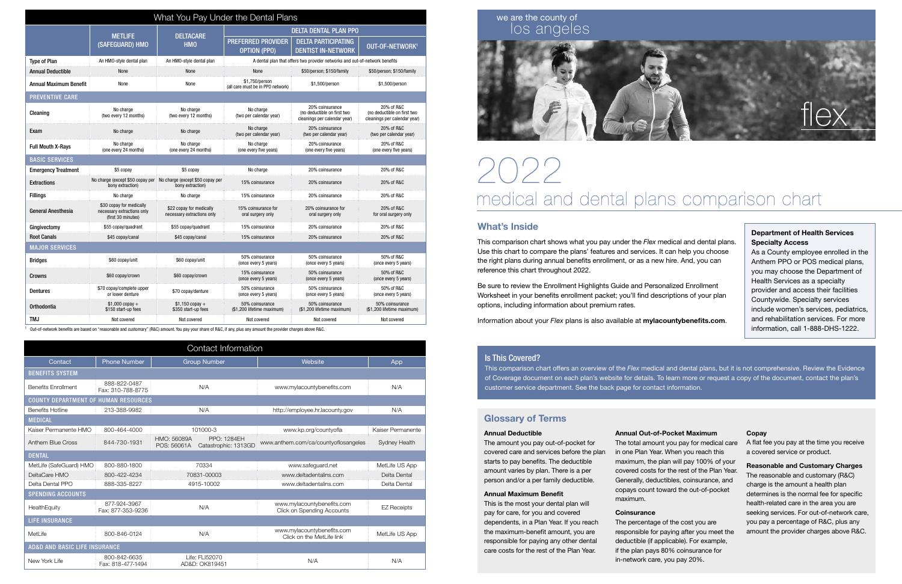## What You Pay Under the Dental Plans

| | METLIFE (SAFEGUARD) HMO | DELTACARE HMO | DELTA DENTAL PLAN PPO | | |
|---|---|---|---|---|---|
| | | | PREFERRED PROVIDER OPTION (PPO) | DELTA PARTICIPATING DENTIST IN-NETWORK | OUT-OF-NETWORK[1] |
| **Type of Plan** | An HMO-style dental plan | An HMO-style dental plan | A dental plan that offers two provider networks and out-of-network benefits | | |
| **Annual Deductible** | None | None | None | $50/person; $150/family | $50/person; $150/family |
| **Annual Maximum Benefit** | None | None | $1,750/person (all care must be in PPO network) | $1,500/person | $1,500/person |
| **PREVENTIVE CARE** | | | | | |
| **Cleaning** | No charge (two every 12 months) | No charge (two every 12 months) | No charge (two per calendar year) | 20% coinsurance (no deductible on first two cleanings per calendar year) | 20% of R&C (no deductible on first two cleanings per calendar year) |
| **Exam** | No charge | No charge | No charge (two per calendar year) | 20% coinsurance (two per calendar year) | 20% of R&C (two per calendar year) |
| **Full Mouth X-Rays** | No charge (one every 24 months) | No charge (one every 24 months) | No charge (one every five years) | 20% coinsurance (one every five years) | 20% of R&C (one every five years) |
| **BASIC SERVICES** | | | | | |
| **Emergency Treatment** | $5 copay | $5 copay | No charge | 20% coinsurance | 20% of R&C |
| **Extractions** | No charge (except $50 copay per bony extraction) | No charge (except $50 copay per bony extraction) | 15% coinsurance | 20% coinsurance | 20% of R&C |
| **Fillings** | No charge | No charge | 15% coinsurance | 20% coinsurance | 20% of R&C |
| **General Anesthesia** | $30 copay for medically necessary extractions only (first 30 minutes) | $22 copay for medically necessary extractions only | 15% coinsurance for oral surgery only | 20% coinsurance for oral surgery only | 20% of R&C for oral surgery only |
| **Gingivectomy** | $55 copay/quadrant | $55 copay/quadrant | 15% coinsurance | 20% coinsurance | 20% of R&C |
| **Root Canals** | $45 copay/canal | $45 copay/canal | 15% coinsurance | 20% coinsurance | 20% of R&C |
| **MAJOR SERVICES** | | | | | |
| **Bridges** | $60 copay/unit | $60 copay/unit | 50% coinsurance (once every 5 years) | 50% coinsurance (once every 5 years) | 50% of R&C (once every 5 years) |
| **Crowns** | $60 copay/crown | $60 copay/crown | 15% coinsurance (once every 5 years) | 50% coinsurance (once every 5 years) | 50% of R&C (once every 5 years) |
| **Dentures** | $70 copay/complete upper or lower denture | $70 copay/denture | 50% coinsurance (once every 5 years) | 50% coinsurance (once every 5 years) | 50% of R&C (once every 5 years) |
| **Orthodontia** | $1,000 copay + $150 start-up fees | $1,150 copay + $350 start-up fees | 50% coinsurance ($1,200 lifetime maximum) | 50% coinsurance ($1,200 lifetime maximum) | 50% coinsurance ($1,200 lifetime maximum) |
| **TMJ** | Not covered | Not covered | Not covered | Not covered | Not covered |

[1] Out-of-network benefits are based on "reasonable and customary" (R&C) amount. You pay your share of R&C, if any, plus any amount the provider charges above R&C.

## Contact Information

| Contact | Phone Number | Group Number | Website | App |
|---|---|---|---|---|
| **BENEFITS SYSTEM** | | | | |
| Benefits Enrollment | 888-822-0487 Fax: 310-788-8775 | N/A | www.mylacountybenefits.com | N/A |
| **COUNTY DEPARTMENT OF HUMAN RESOURCES** | | | | |
| Benefits Hotline | 213-388-9982 | N/A | http://employee.hr.lacounty.gov | N/A |
| **MEDICAL** | | | | |
| Kaiser Permanente HMO | 800-464-4000 | 101000-3 | www.kp.org/countyofla | Kaiser Permanente |
| Anthem Blue Cross | 844-730-1931 | HMO: 56089A PPO: 1284EH POS: 56061A Catastrophic: 1313GD | www.anthem.com/ca/countyoflosangeles | Sydney Health |
| **DENTAL** | | | | |
| MetLife (SafeGuard) HMO | 800-880-1800 | 70334 | www.safeguard.net | MetLife US App |
| DeltaCare HMO | 800-422-4234 | 70831-00003 | www.deltadentalins.com | Delta Dental |
| Delta Dental PPO | 888-335-8227 | 4915-10002 | www.deltadentalins.com | Delta Dental |
| **SPENDING ACCOUNTS** | | | | |
| HealthEquity | 877-924-3967 Fax: 877-353-9236 | N/A | www.mylacountybenefits.com Click on Spending Accounts | EZ Receipts |
| **LIFE INSURANCE** | | | | |
| MetLife | 800-846-0124 | N/A | www.mylacountybenefits.com Click on the MetLife link | MetLife US App |
| **AD&D AND BASIC LIFE INSURANCE** | | | | |
| New York Life | 800-842-6635 Fax: 818-477-1494 | Life: FLI52070 AD&D: OK819451 | N/A | N/A |

we are the county of los angeles

flex

# 2022 medical and dental plans comparison chart

## What's Inside

This comparison chart shows what you pay under the *Flex* medical and dental plans. Use this chart to compare the plans' features and services. It can help you choose the right plans during annual benefits enrollment, or as a new hire. And, you can reference this chart throughout 2022.

Be sure to review the Enrollment Highlights Guide and Personalized Enrollment Worksheet in your benefits enrollment packet; you'll find descriptions of your plan options, including information about premium rates.

Information about your *Flex* plans is also available at **mylacountybenefits.com**.

**Department of Health Services Specialty Access**

As a County employee enrolled in the Anthem PPO or POS medical plans, you may choose the Department of Health Services as a specialty provider and access their facilities Countywide. Specialty services include women's services, pediatrics, and rehabilitation services. For more information, call 1-888-DHS-1222.

## Is This Covered?

This comparison chart offers an overview of the *Flex* medical and dental plans, but it is not comprehensive. Review the Evidence of Coverage document on each plan's website for details. To learn more or request a copy of the document, contact the plan's customer service department. See the back page for contact information.

## Glossary of Terms

**Annual Deductible**
The amount you pay out-of-pocket for covered care and services before the plan starts to pay benefits. The deductible amount varies by plan. There is a per person and/or a per family deductible.

**Annual Maximum Benefit**
This is the most your dental plan will pay for care, for you and covered dependents, in a Plan Year. If you reach the maximum-benefit amount, you are responsible for paying any other dental care costs for the rest of the Plan Year.

**Annual Out-of-Pocket Maximum**
The total amount you pay for medical care in one Plan Year. When you reach this maximum, the plan will pay 100% of your covered costs for the rest of the Plan Year. Generally, deductibles, coinsurance, and copays count toward the out-of-pocket maximum.

**Coinsurance**
The percentage of the cost you are responsible for paying after you meet the deductible (if applicable). For example, if the plan pays 80% coinsurance for in-network care, you pay 20%.

**Copay**
A flat fee you pay at the time you receive a covered service or product.

**Reasonable and Customary Charges**
The reasonable and customary (R&C) charge is the amount a health plan determines is the normal fee for specific health-related care in the area you are seeking services. For out-of-network care, you pay a percentage of R&C, plus any amount the provider charges above R&C.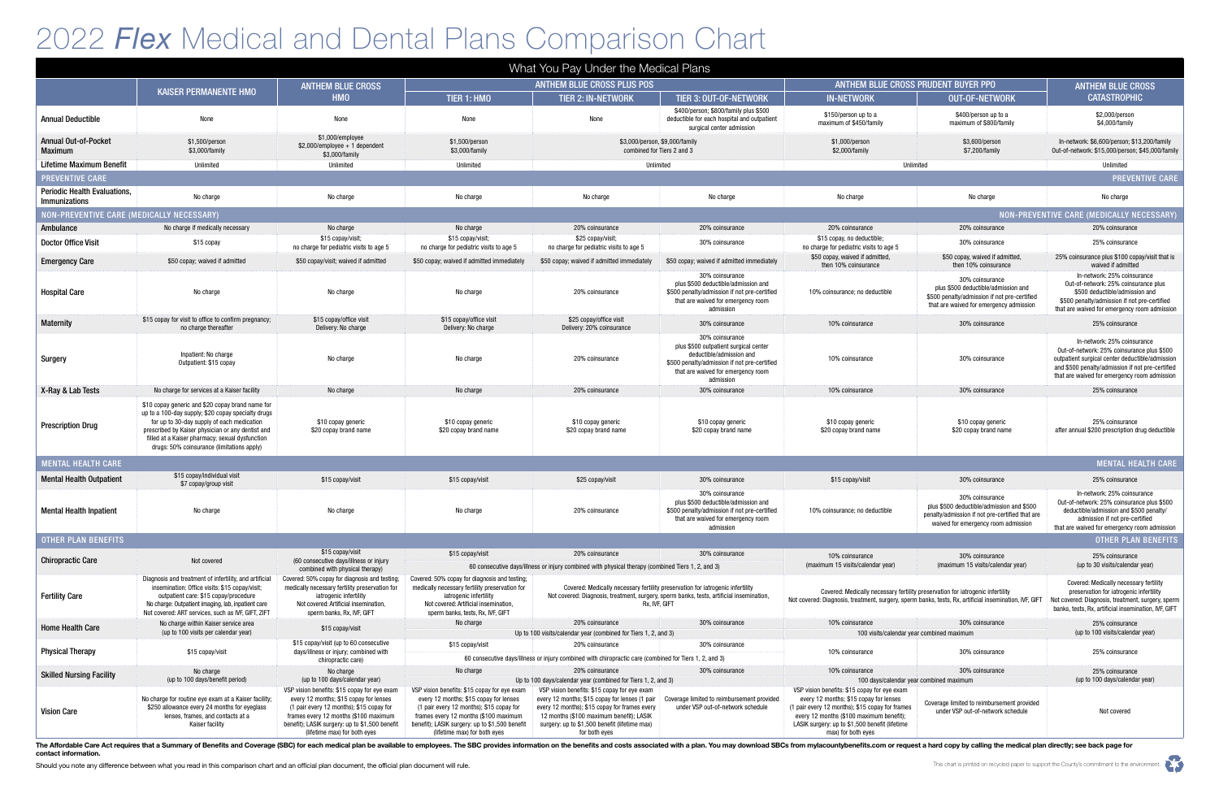# 2022 *Flex* Medical and Dental Plans Comparison Chart

| What You Pay Under the Medical Plans | | | | | | | | |
|---|---|---|---|---|---|---|---|---|
| | KAISER PERMANENTE HMO | ANTHEM BLUE CROSS HMO | ANTHEM BLUE CROSS PLUS POS | | | ANTHEM BLUE CROSS PRUDENT BUYER PPO | | ANTHEM BLUE CROSS CATASTROPHIC |
| | | | TIER 1: HMO | TIER 2: IN-NETWORK | TIER 3: OUT-OF-NETWORK | IN-NETWORK | OUT-OF-NETWORK | |
| **Annual Deductible** | None | None | None | None | $400/person; $800/family plus $500 deductible for each hospital and outpatient surgical center admission | $150/person up to a maximum of $450/family | $400/person up to a maximum of $800/family | $2,000/person $4,000/family |
| **Annual Out-of-Pocket Maximum** | $1,500/person $3,000/family | $1,000/employee $2,000/employee + 1 dependent $3,000/family | $1,500/person $3,000/family | $3,000/person, $9,000/family combined for Tiers 2 and 3 | | $1,000/person $2,000/family | $3,600/person $7,200/family | In-network: $6,600/person; $13,200/family Out-of-network: $15,000/person; $45,000/family |
| **Lifetime Maximum Benefit** | Unlimited | Unlimited | Unlimited | Unlimited | | Unlimited | | Unlimited |
| **PREVENTIVE CARE** | | | | | | | | |
| **Periodic Health Evaluations, Immunizations** | No charge | No charge | No charge | No charge | No charge | No charge | No charge | No charge |
| **NON-PREVENTIVE CARE (MEDICALLY NECESSARY)** | | | | | | | | |
| **Ambulance** | No charge if medically necessary | No charge | No charge | 20% coinsurance | 20% coinsurance | 20% coinsurance | 20% coinsurance | 20% coinsurance |
| **Doctor Office Visit** | $15 copay | $15 copay/visit; no charge for pediatric visits to age 5 | $15 copay/visit; no charge for pediatric visits to age 5 | $25 copay/visit; no charge for pediatric visits to age 5 | 30% coinsurance | $15 copay, no deductible; no charge for pediatric visits to age 5 | 30% coinsurance | 25% coinsurance |
| **Emergency Care** | $50 copay; waived if admitted | $50 copay/visit; waived if admitted | $50 copay; waived if admitted immediately | $50 copay; waived if admitted immediately | $50 copay; waived if admitted immediately | $50 copay, waived if admitted, then 10% coinsurance | $50 copay, waived if admitted, then 10% coinsurance | 25% coinsurance plus $100 copay/visit that is waived if admitted |
| **Hospital Care** | No charge | No charge | No charge | 20% coinsurance | 30% coinsurance plus $500 deductible/admission and $500 penalty/admission if not pre-certified that are waived for emergency room admission | 10% coinsurance; no deductible | 30% coinsurance plus $500 deductible/admission and $500 penalty/admission if not pre-certified that are waived for emergency room admission | In-network: 25% coinsurance Out-of-network: 25% coinsurance plus $500 deductible/admission and $500 penalty/admission if not pre-certified that are waived for emergency room admission |
| **Maternity** | $15 copay for visit to office to confirm pregnancy; no charge thereafter | $15 copay/office visit Delivery: No charge | $15 copay/office visit Delivery: No charge | $25 copay/office visit Delivery: 20% coinsurance | 30% coinsurance | 10% coinsurance | 30% coinsurance | 25% coinsurance |
| **Surgery** | Inpatient: No charge Outpatient: $15 copay | No charge | No charge | 20% coinsurance | 30% coinsurance plus $500 outpatient surgical center deductible/admission and $500 penalty/admission if not pre-certified that are waived for emergency room admission | 10% coinsurance | 30% coinsurance | In-network: 25% coinsurance Out-of-network: 25% coinsurance plus $500 outpatient surgical center deductible/admission and $500 penalty/admission if not pre-certified that are waived for emergency room admission |
| **X-Ray & Lab Tests** | No charge for services at a Kaiser facility | No charge | No charge | 20% coinsurance | 30% coinsurance | 10% coinsurance | 30% coinsurance | 25% coinsurance |
| **Prescription Drug** | $10 copay generic and $20 copay brand name for up to a 100-day supply; $20 copay specialty drugs for up to 30-day supply of each medication prescribed by Kaiser physician or any dentist and filled at a Kaiser pharmacy; sexual dysfunction drugs: 50% coinsurance (limitations apply) | $10 copay generic $20 copay brand name | $10 copay generic $20 copay brand name | $10 copay generic $20 copay brand name | $10 copay generic $20 copay brand name | $10 copay generic $20 copay brand name | $10 copay generic $20 copay brand name | 25% coinsurance after annual $200 prescription drug deductible |
| **MENTAL HEALTH CARE** | | | | | | | | |
| **Mental Health Outpatient** | $15 copay/individual visit $7 copay/group visit | $15 copay/visit | $15 copay/visit | $25 copay/visit | 30% coinsurance | $15 copay/visit | 30% coinsurance | 25% coinsurance |
| **Mental Health Inpatient** | No charge | No charge | No charge | 20% coinsurance | 30% coinsurance plus $500 deductible/admission and $500 penalty/admission if not pre-certified that are waived for emergency room admission | 10% coinsurance; no deductible | 30% coinsurance plus $500 deductible/admission and $500 penalty/admission if not pre-certified that are waived for emergency room admission | In-network: 25% coinsurance Out-of-network: 25% coinsurance plus $500 deductible/admission and $500 penalty/admission if not pre-certified that are waived for emergency room admission |
| **OTHER PLAN BENEFITS** | | | | | | | | |
| **Chiropractic Care** | Not covered | $15 copay/visit (60 consecutive days/illness or injury combined with physical therapy) | $15 copay/visit — 60 consecutive days/illness or injury combined with physical therapy (combined Tiers 1, 2, and 3) | 20% coinsurance | 30% coinsurance | 10% coinsurance (maximum 15 visits/calendar year) | 30% coinsurance (maximum 15 visits/calendar year) | 25% coinsurance (up to 30 visits/calendar year) |
| **Fertility Care** | Diagnosis and treatment of infertility, and artificial insemination: Office visits: $15 copay/visit; outpatient care: $15 copay/procedure No charge: Outpatient imaging, lab, inpatient care Not covered: ART services, such as IVF, GIFT, ZIFT | Covered: 50% copay for diagnosis and testing; medically necessary fertility preservation for iatrogenic infertility Not covered: Artificial insemination, sperm banks, Rx, IVF, GIFT | Covered: 50% copay for diagnosis and testing; medically necessary fertility preservation for iatrogenic infertility Not covered: Artificial insemination, sperm banks, tests, Rx, IVF, GIFT | Covered: Medically necessary fertility preservation for iatrogenic infertility Not covered: Diagnosis, treatment, surgery, sperm banks, tests, artificial insemination, Rx, IVF, GIFT | | Covered: Medically necessary fertility preservation for iatrogenic infertility Not covered: Diagnosis, treatment, surgery, sperm banks, tests, Rx, artificial insemination, IVF, GIFT | | Covered: Medically necessary fertility preservation for iatrogenic infertility Not covered: Diagnosis, treatment, surgery, sperm banks, tests, Rx, artificial insemination, IVF, GIFT |
| **Home Health Care** | No charge within Kaiser service area (up to 100 visits per calendar year) | $15 copay/visit | No charge — Up to 100 visits/calendar year (combined for Tiers 1, 2, and 3) | 20% coinsurance | 30% coinsurance | 10% coinsurance — 100 visits/calendar year combined maximum | 30% coinsurance | 25% coinsurance (up to 100 visits/calendar year) |
| **Physical Therapy** | $15 copay/visit | $15 copay/visit (up to 60 consecutive days/illness or injury; combined with chiropractic care) | $15 copay/visit — 60 consecutive days/illness or injury combined with chiropractic care (combined for Tiers 1, 2, and 3) | 20% coinsurance | 30% coinsurance | 10% coinsurance | 30% coinsurance | 25% coinsurance |
| **Skilled Nursing Facility** | No charge (up to 100 days/benefit period) | No charge (up to 100 days/calendar year) | No charge — Up to 100 days/calendar year (combined for Tiers 1, 2, and 3) | 20% coinsurance | 30% coinsurance | 10% coinsurance — 100 days/calendar year combined maximum | 30% coinsurance | 25% coinsurance (up to 100 days/calendar year) |
| **Vision Care** | No charge for routine eye exam at a Kaiser facility; $250 allowance every 24 months for eyeglass lenses, frames, and contacts at a Kaiser facility | VSP vision benefits: $15 copay for eye exam every 12 months; $15 copay for lenses (1 pair every 12 months); $15 copay for frames every 12 months ($100 maximum benefit); LASIK surgery: up to $1,500 benefit (lifetime max) for both eyes | VSP vision benefits: $15 copay for eye exam every 12 months; $15 copay for lenses (1 pair every 12 months); $15 copay for frames every 12 months ($100 maximum benefit); LASIK surgery: up to $1,500 benefit (lifetime max) for both eyes | VSP vision benefits: $15 copay for eye exam every 12 months; $15 copay for lenses (1 pair every 12 months); $15 copay for frames every 12 months ($100 maximum benefit); LASIK surgery: up to $1,500 benefit (lifetime max) for both eyes | Coverage limited to reimbursement provided under VSP out-of-network schedule | VSP vision benefits: $15 copay for eye exam every 12 months; $15 copay for lenses (1 pair every 12 months); $15 copay for frames every 12 months ($100 maximum benefit); LASIK surgery: up to $1,500 benefit (lifetime max) for both eyes | Coverage limited to reimbursement provided under VSP out-of-network schedule | Not covered |

**The Affordable Care Act requires that a Summary of Benefits and Coverage (SBC) for each medical plan be available to employees. The SBC provides information on the benefits and costs associated with a plan. You may download SBCs from mylacountybenefits.com or request a hard copy by calling the medical plan directly; see back page for contact information.**

Should you note any difference between what you read in this comparison chart and an official plan document, the official plan document will rule.

This chart is printed on recycled paper to support the County's commitment to the environment.